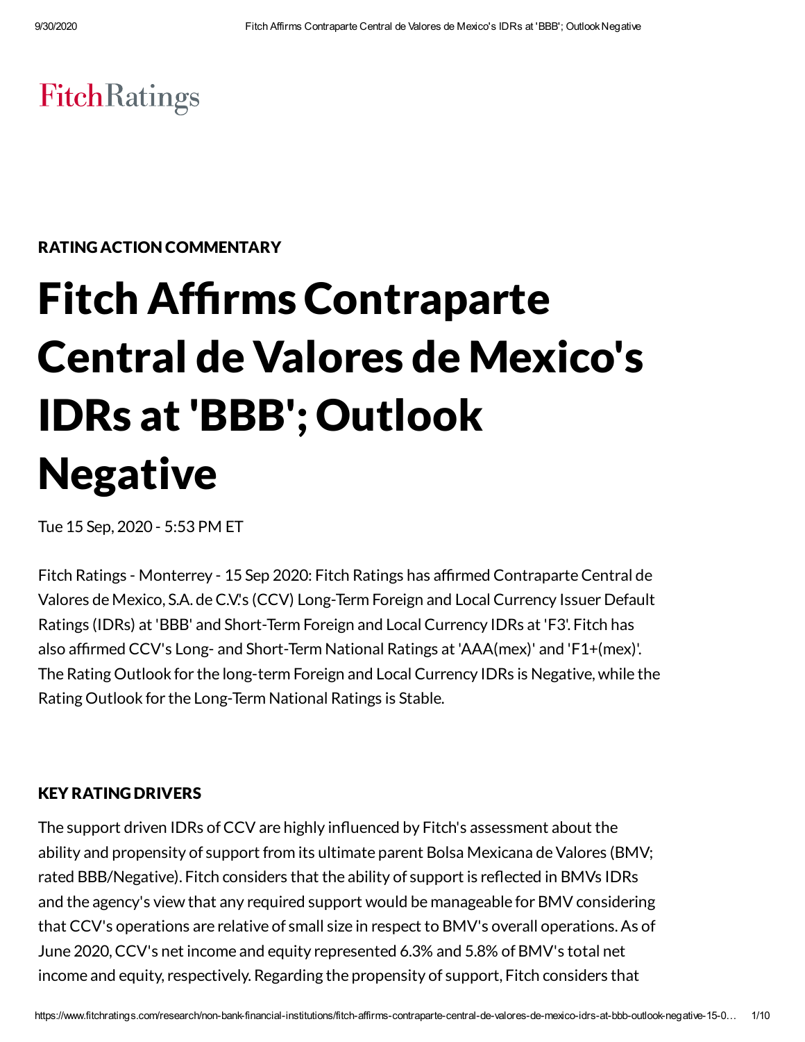FitchRatings

RATING ACTION COMMENTARY

# Fitch Affirms Contraparte Central de Valores de Mexico's IDRs at 'BBB'; Outlook Negative

Tue 15 Sep, 2020 - 5:53 PM ET

Fitch Ratings - Monterrey - 15 Sep 2020: Fitch Ratings has affirmed Contraparte Central de Valores de Mexico, S.A. de C.V.'s (CCV) Long-Term Foreign and Local Currency Issuer Default Ratings (IDRs) at 'BBB' and Short-Term Foreign and Local Currency IDRs at 'F3'. Fitch has also affirmed CCV's Long- and Short-Term National Ratings at 'AAA(mex)' and 'F1+(mex)'. The Rating Outlook for the long-term Foreign and Local Currency IDRs is Negative, while the Rating Outlook for the Long-Term National Ratings is Stable.

## KEY RATING DRIVERS

The support driven IDRs of CCV are highly influenced by Fitch's assessment about the ability and propensity of support from its ultimate parent Bolsa Mexicana de Valores (BMV; rated BBB/Negative). Fitch considers that the ability of support is reflected in BMVs IDRs and the agency's view that any required support would be manageable for BMV considering that CCV's operations are relative of small size in respect to BMV's overall operations. As of June 2020, CCV's net income and equity represented 6.3% and 5.8% of BMV's total net income and equity, respectively. Regarding the propensity of support, Fitch considers that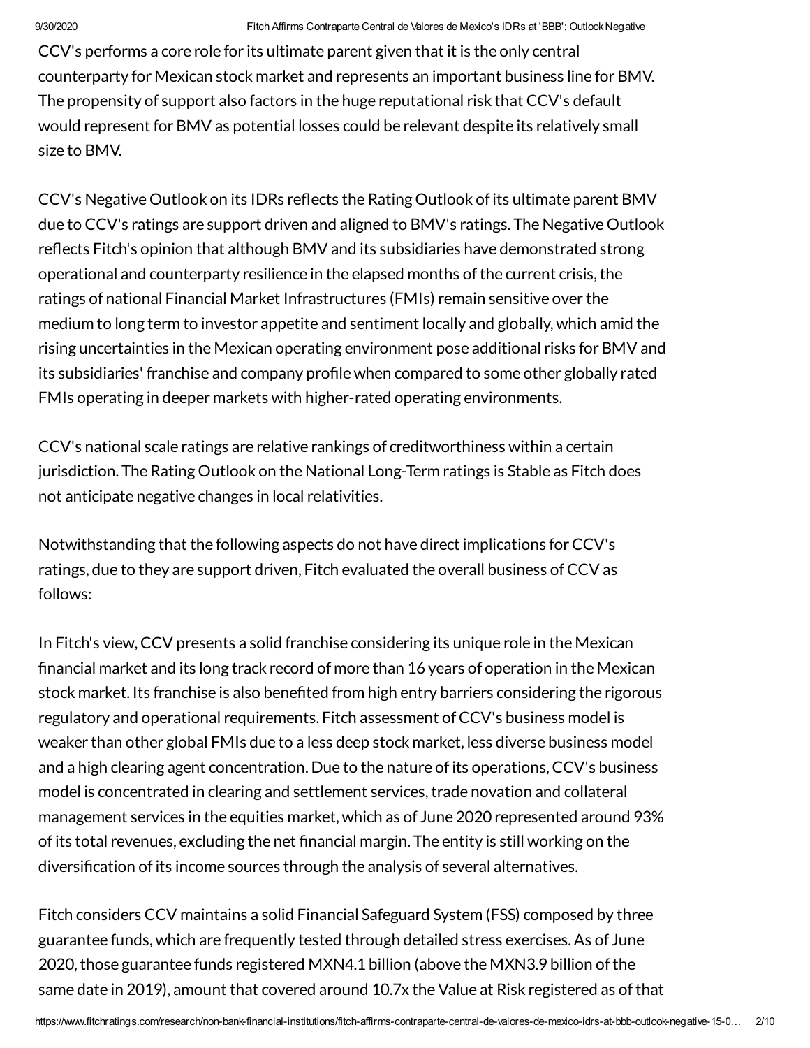CCV's performs a core role for its ultimate parent given that it is the only central counterparty for Mexican stock market and represents an important business line for BMV. The propensity of support also factors in the huge reputational risk that CCV's default would represent for BMV as potential losses could be relevant despite its relatively small size to BMV.

CCV's Negative Outlook on its IDRs reflects the Rating Outlook of its ultimate parent BMV due to CCV's ratings are support driven and aligned to BMV's ratings. The Negative Outlook reflects Fitch's opinion that although BMV and its subsidiaries have demonstrated strong operational and counterparty resilience in the elapsed months of the current crisis, the ratings of national Financial Market Infrastructures (FMIs) remain sensitive over the medium to long term to investor appetite and sentiment locally and globally, which amid the rising uncertainties in the Mexican operating environment pose additional risks for BMV and its subsidiaries' franchise and company profile when compared to some other globally rated FMIs operating in deeper markets with higher-rated operating environments.

CCV's national scale ratings are relative rankings of creditworthiness within a certain jurisdiction. The Rating Outlook on the National Long-Term ratings is Stable as Fitch does not anticipate negative changes in local relativities.

Notwithstanding that the following aspects do not have direct implications for CCV's ratings, due to they are support driven, Fitch evaluated the overall business of CCV as follows:

In Fitch's view, CCV presents a solid franchise considering its unique role in the Mexican financial market and its long track record of more than 16 years of operation in the Mexican stock market. Its franchise is also benefited from high entry barriers considering the rigorous regulatory and operational requirements. Fitch assessment of CCV's business model is weaker than other global FMIs due to a less deep stock market, less diverse business model and a high clearing agent concentration. Due to the nature of its operations, CCV's business model is concentrated in clearing and settlement services, trade novation and collateral management services in the equities market, which as of June 2020 represented around 93% of its total revenues, excluding the net financial margin. The entity is still working on the diversification of its income sources through the analysis of several alternatives.

Fitch considers CCV maintains a solid Financial Safeguard System (FSS) composed by three guarantee funds, which are frequently tested through detailed stress exercises. As of June 2020, those guarantee funds registered MXN4.1 billion (above the MXN3.9 billion of the same date in 2019), amount that covered around 10.7x the Value at Risk registered as of that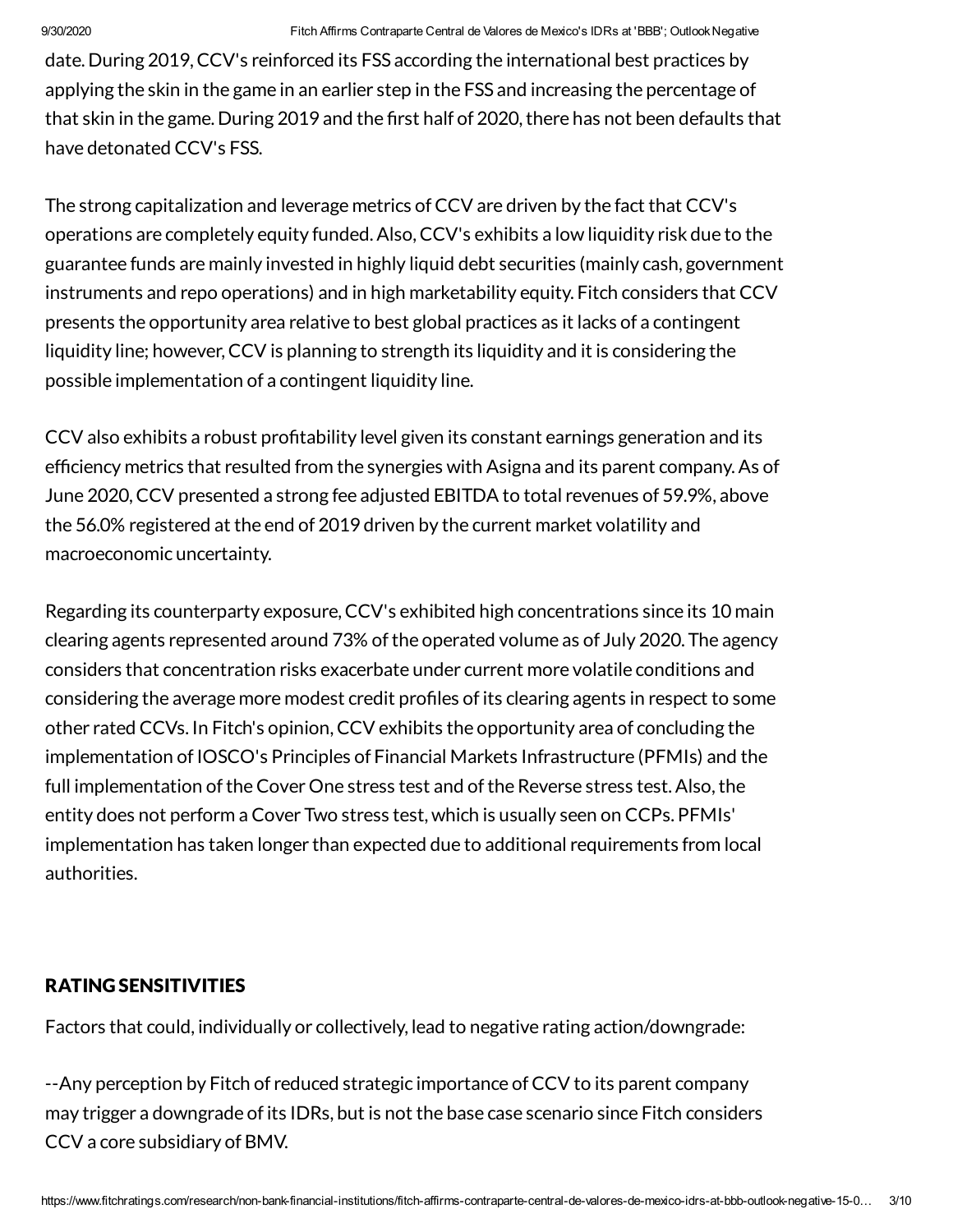date. During 2019, CCV's reinforced its FSS according the international best practices by applying the skin in the game in an earlier step in the FSS and increasing the percentage of that skin in the game. During 2019 and the first half of 2020, there has not been defaults that have detonated CCV's FSS.

The strong capitalization and leverage metrics of CCV are driven by the fact that CCV's operations are completely equity funded. Also, CCV's exhibits a low liquidity risk due to the guarantee funds are mainly invested in highly liquid debt securities (mainly cash, government instruments and repo operations) and in high marketability equity. Fitch considers that CCV presents the opportunity area relative to best global practices as it lacks of a contingent liquidity line; however, CCV is planning to strength its liquidity and it is considering the possible implementation of a contingent liquidity line.

CCV also exhibits a robust profitability level given its constant earnings generation and its efficiency metrics that resulted from the synergies with Asigna and its parent company. As of June 2020, CCV presented a strong fee adjusted EBITDA to total revenues of 59.9%, above the 56.0% registered at the end of 2019 driven by the current market volatility and macroeconomic uncertainty.

Regarding its counterparty exposure, CCV's exhibited high concentrations since its 10 main clearing agents represented around 73% of the operated volume as of July 2020. The agency considers that concentration risks exacerbate under current more volatile conditions and considering the average more modest credit profiles of its clearing agents in respect to some other rated CCVs. In Fitch's opinion, CCV exhibits the opportunity area of concluding the implementation of IOSCO's Principles of Financial Markets Infrastructure (PFMIs) and the full implementation of the Cover One stress test and of the Reverse stress test. Also, the entity does not perform a Cover Two stress test, which is usually seen on CCPs. PFMIs' implementation has taken longer than expected due to additional requirements from local authorities.

## RATING SENSITIVITIES

Factors that could, individually or collectively, lead to negative rating action/downgrade:

--Any perception by Fitch of reduced strategic importance of CCV to its parent company may trigger a downgrade of its IDRs, but is not the base case scenario since Fitch considers CCV a core subsidiary of BMV.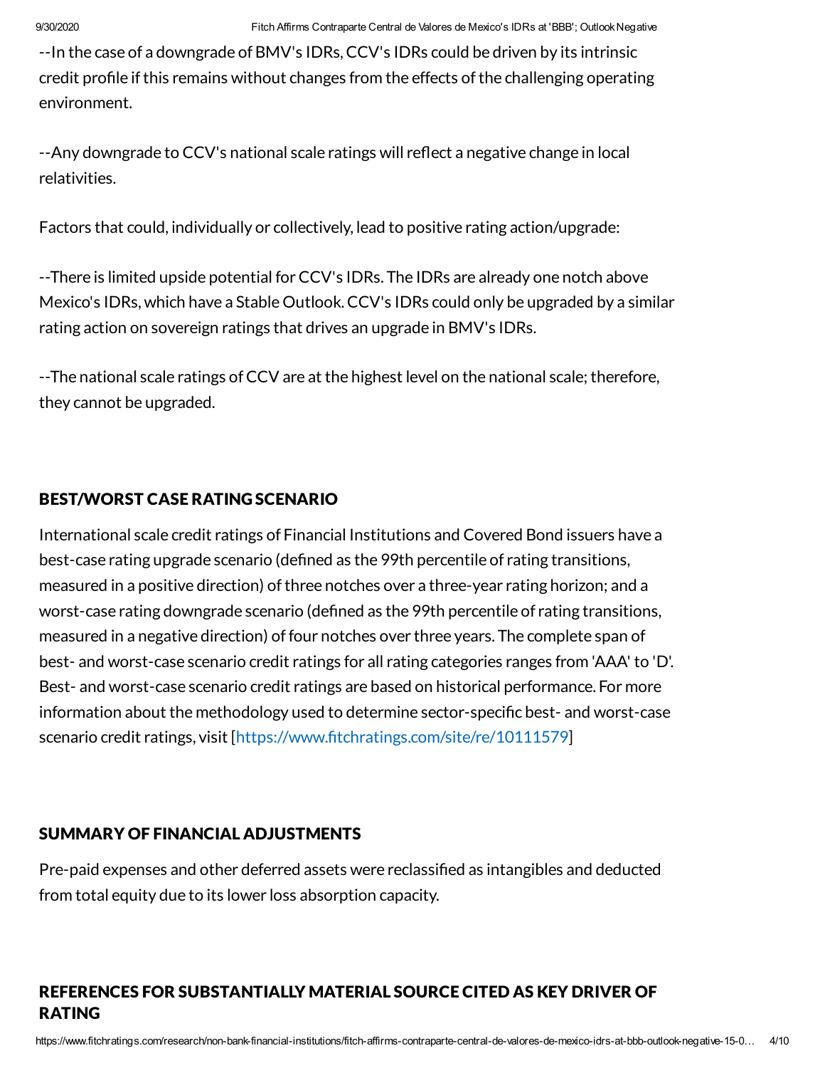--In the case of a downgrade of BMV's IDRs, CCV's IDRs could be driven by its intrinsic credit profile if this remains without changes from the effects of the challenging operating environment.

--Any downgrade to CCV's national scale ratings will reflect a negative change in local relativities.

Factors that could, individually or collectively, lead to positive rating action/upgrade:

--There is limited upside potential for CCV's IDRs. The IDRs are already one notch above Mexico's IDRs, which have a Stable Outlook. CCV's IDRs could only be upgraded by a similar rating action on sovereign ratings that drives an upgrade in BMV's IDRs.

--The national scale ratings of CCV are at the highest level on the national scale; therefore, they cannot be upgraded.

## BEST/WORST CASE RATING SCENARIO

International scale credit ratings of Financial Institutions and Covered Bond issuers have a best-case rating upgrade scenario (defined as the 99th percentile of rating transitions, measured in a positive direction) of three notches over a three-year rating horizon; and a worst-case rating downgrade scenario (defined as the 99th percentile of rating transitions, measured in a negative direction) of four notches over three years. The complete span of best- and worst-case scenario credit ratings for all rating categories ranges from 'AAA' to 'D'. Best- and worst-case scenario credit ratings are based on historical performance. For more information about the methodology used to determine sector-specific best- and worst-case scenario credit ratings, visit [https://www.fitchratings.com/site/re/10111579]

## SUMMARY OF FINANCIAL ADJUSTMENTS

Pre-paid expenses and other deferred assets were reclassified as intangibles and deducted from total equity due to its lower loss absorption capacity.

## REFERENCES FOR SUBSTANTIALLY MATERIAL SOURCE CITED AS KEY DRIVER OF RATING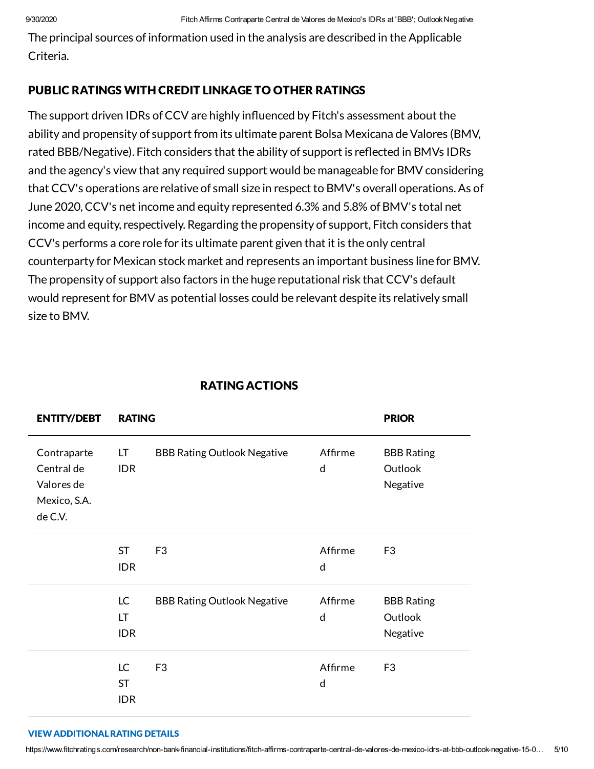The principal sources of information used in the analysis are described in the Applicable Criteria.

## PUBLIC RATINGS WITH CREDIT LINKAGE TO OTHER RATINGS

The support driven IDRs of CCV are highly influenced by Fitch's assessment about the ability and propensity of support from its ultimate parent Bolsa Mexicana de Valores (BMV, rated BBB/Negative). Fitch considers that the ability of support is reflected in BMVs IDRs and the agency's view that any required support would be manageable for BMV considering that CCV's operations are relative of small size in respect to BMV's overall operations. As of June 2020, CCV's net income and equity represented 6.3% and 5.8% of BMV's total net income and equity, respectively. Regarding the propensity of support, Fitch considers that CCV's performs a core role for its ultimate parent given that it is the only central counterparty for Mexican stock market and represents an important business line for BMV. The propensity of support also factors in the huge reputational risk that CCV's default would represent for BMV as potential losses could be relevant despite its relatively small size to BMV.

## RATING ACTIONS

| ENTITY/DEBT | RATING | | | PRIOR |
|---|---|---|---|---|
| Contraparte Central de Valores de Mexico, S.A. de C.V. | LT IDR | BBB Rating Outlook Negative | Affirmed | BBB Rating Outlook Negative |
| | ST IDR | F3 | Affirmed | F3 |
| | LC LT IDR | BBB Rating Outlook Negative | Affirmed | BBB Rating Outlook Negative |
| | LC ST IDR | F3 | Affirmed | F3 |

**VIEW ADDITIONAL RATING DETAILS**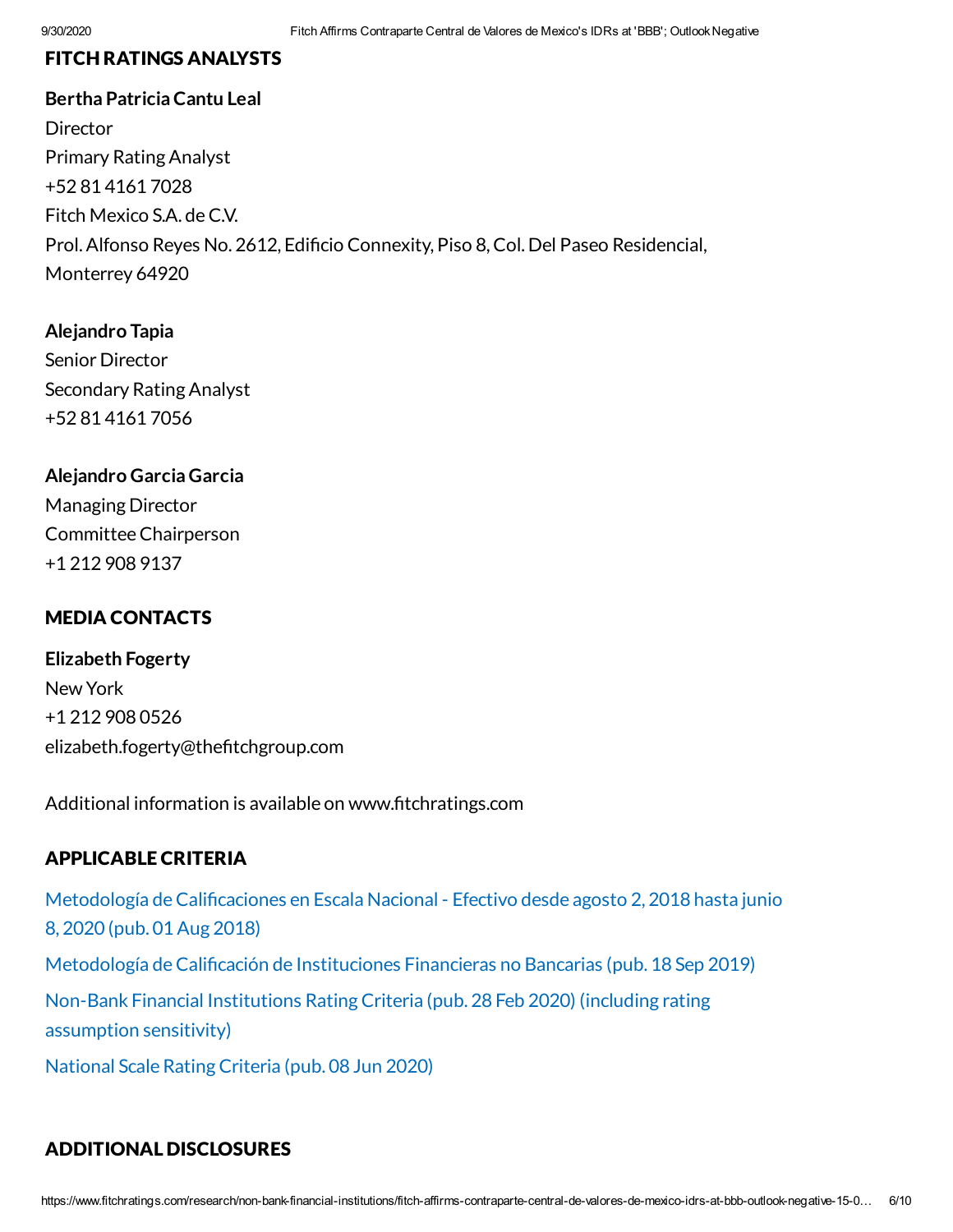## FITCH RATINGS ANALYSTS

**Bertha Patricia Cantu Leal**
Director
Primary Rating Analyst
+52 81 4161 7028
Fitch Mexico S.A. de C.V.
Prol. Alfonso Reyes No. 2612, Edificio Connexity, Piso 8, Col. Del Paseo Residencial, Monterrey 64920

**Alejandro Tapia**
Senior Director
Secondary Rating Analyst
+52 81 4161 7056

**Alejandro Garcia Garcia**
Managing Director
Committee Chairperson
+1 212 908 9137

## MEDIA CONTACTS

**Elizabeth Fogerty**
New York
+1 212 908 0526
elizabeth.fogerty@thefitchgroup.com

Additional information is available on www.fitchratings.com

## APPLICABLE CRITERIA

Metodología de Calificaciones en Escala Nacional - Efectivo desde agosto 2, 2018 hasta junio 8, 2020 (pub. 01 Aug 2018)

Metodología de Calificación de Instituciones Financieras no Bancarias (pub. 18 Sep 2019)

Non-Bank Financial Institutions Rating Criteria (pub. 28 Feb 2020) (including rating assumption sensitivity)

National Scale Rating Criteria (pub. 08 Jun 2020)

## ADDITIONAL DISCLOSURES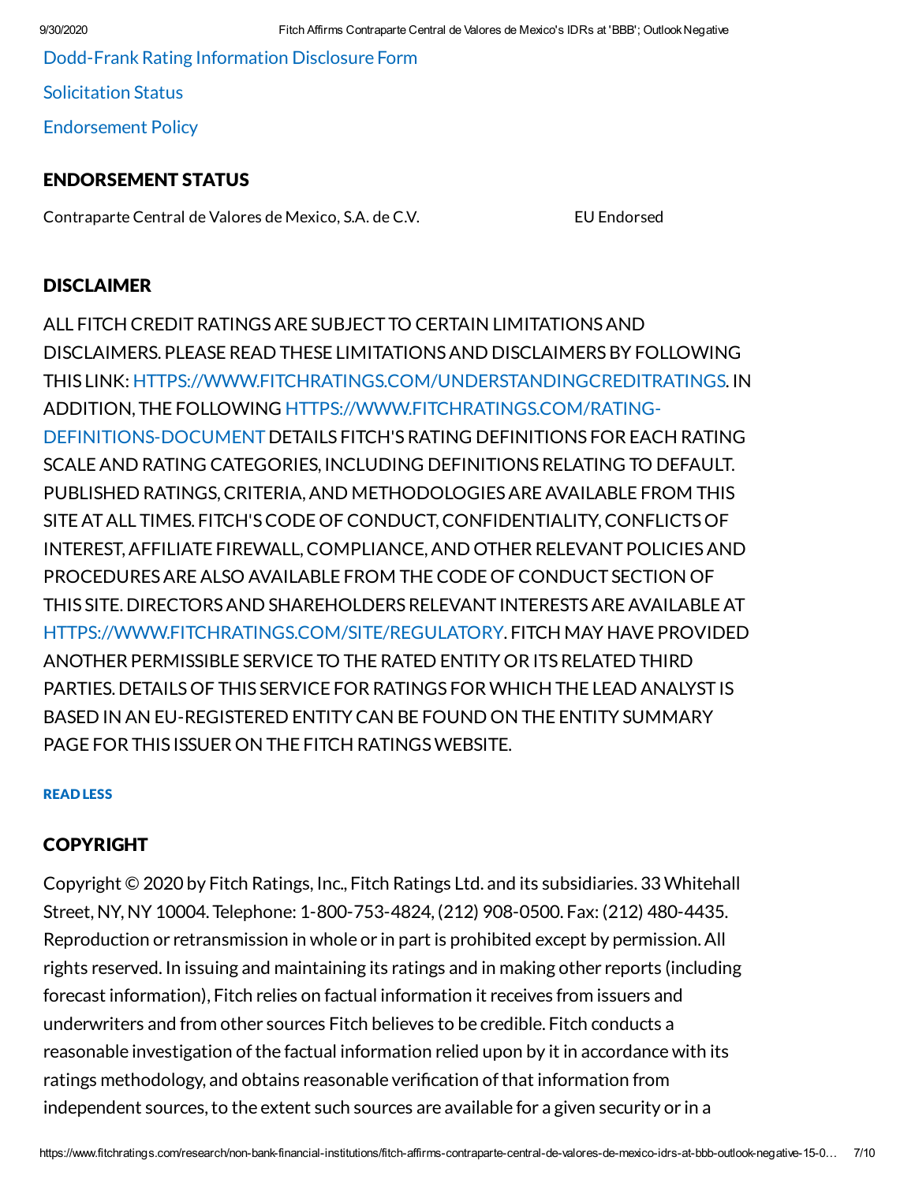Dodd-Frank Rating Information Disclosure Form

Solicitation Status

Endorsement Policy

## ENDORSEMENT STATUS

| | |
|---|---|
| Contraparte Central de Valores de Mexico, S.A. de C.V. | EU Endorsed |

## DISCLAIMER

ALL FITCH CREDIT RATINGS ARE SUBJECT TO CERTAIN LIMITATIONS AND DISCLAIMERS. PLEASE READ THESE LIMITATIONS AND DISCLAIMERS BY FOLLOWING THIS LINK: HTTPS://WWW.FITCHRATINGS.COM/UNDERSTANDINGCREDITRATINGS. IN ADDITION, THE FOLLOWING HTTPS://WWW.FITCHRATINGS.COM/RATING-DEFINITIONS-DOCUMENT DETAILS FITCH'S RATING DEFINITIONS FOR EACH RATING SCALE AND RATING CATEGORIES, INCLUDING DEFINITIONS RELATING TO DEFAULT. PUBLISHED RATINGS, CRITERIA, AND METHODOLOGIES ARE AVAILABLE FROM THIS SITE AT ALL TIMES. FITCH'S CODE OF CONDUCT, CONFIDENTIALITY, CONFLICTS OF INTEREST, AFFILIATE FIREWALL, COMPLIANCE, AND OTHER RELEVANT POLICIES AND PROCEDURES ARE ALSO AVAILABLE FROM THE CODE OF CONDUCT SECTION OF THIS SITE. DIRECTORS AND SHAREHOLDERS RELEVANT INTERESTS ARE AVAILABLE AT HTTPS://WWW.FITCHRATINGS.COM/SITE/REGULATORY. FITCH MAY HAVE PROVIDED ANOTHER PERMISSIBLE SERVICE TO THE RATED ENTITY OR ITS RELATED THIRD PARTIES. DETAILS OF THIS SERVICE FOR RATINGS FOR WHICH THE LEAD ANALYST IS BASED IN AN EU-REGISTERED ENTITY CAN BE FOUND ON THE ENTITY SUMMARY PAGE FOR THIS ISSUER ON THE FITCH RATINGS WEBSITE.

READ LESS

## COPYRIGHT

Copyright © 2020 by Fitch Ratings, Inc., Fitch Ratings Ltd. and its subsidiaries. 33 Whitehall Street, NY, NY 10004. Telephone: 1-800-753-4824, (212) 908-0500. Fax: (212) 480-4435. Reproduction or retransmission in whole or in part is prohibited except by permission. All rights reserved. In issuing and maintaining its ratings and in making other reports (including forecast information), Fitch relies on factual information it receives from issuers and underwriters and from other sources Fitch believes to be credible. Fitch conducts a reasonable investigation of the factual information relied upon by it in accordance with its ratings methodology, and obtains reasonable verification of that information from independent sources, to the extent such sources are available for a given security or in a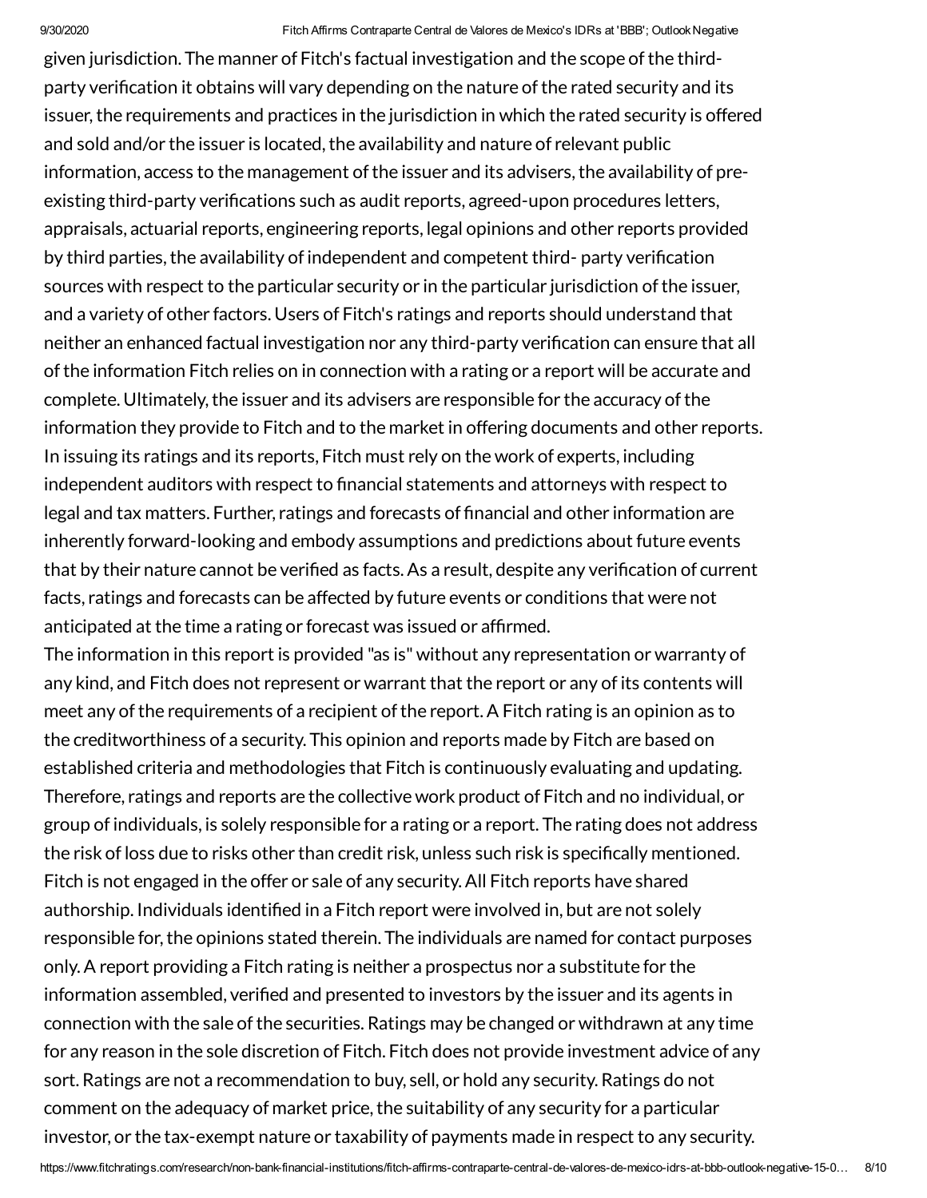given jurisdiction. The manner of Fitch's factual investigation and the scope of the third-party verification it obtains will vary depending on the nature of the rated security and its issuer, the requirements and practices in the jurisdiction in which the rated security is offered and sold and/or the issuer is located, the availability and nature of relevant public information, access to the management of the issuer and its advisers, the availability of pre-existing third-party verifications such as audit reports, agreed-upon procedures letters, appraisals, actuarial reports, engineering reports, legal opinions and other reports provided by third parties, the availability of independent and competent third- party verification sources with respect to the particular security or in the particular jurisdiction of the issuer, and a variety of other factors. Users of Fitch's ratings and reports should understand that neither an enhanced factual investigation nor any third-party verification can ensure that all of the information Fitch relies on in connection with a rating or a report will be accurate and complete. Ultimately, the issuer and its advisers are responsible for the accuracy of the information they provide to Fitch and to the market in offering documents and other reports. In issuing its ratings and its reports, Fitch must rely on the work of experts, including independent auditors with respect to financial statements and attorneys with respect to legal and tax matters. Further, ratings and forecasts of financial and other information are inherently forward-looking and embody assumptions and predictions about future events that by their nature cannot be verified as facts. As a result, despite any verification of current facts, ratings and forecasts can be affected by future events or conditions that were not anticipated at the time a rating or forecast was issued or affirmed.

The information in this report is provided "as is" without any representation or warranty of any kind, and Fitch does not represent or warrant that the report or any of its contents will meet any of the requirements of a recipient of the report. A Fitch rating is an opinion as to the creditworthiness of a security. This opinion and reports made by Fitch are based on established criteria and methodologies that Fitch is continuously evaluating and updating. Therefore, ratings and reports are the collective work product of Fitch and no individual, or group of individuals, is solely responsible for a rating or a report. The rating does not address the risk of loss due to risks other than credit risk, unless such risk is specifically mentioned. Fitch is not engaged in the offer or sale of any security. All Fitch reports have shared authorship. Individuals identified in a Fitch report were involved in, but are not solely responsible for, the opinions stated therein. The individuals are named for contact purposes only. A report providing a Fitch rating is neither a prospectus nor a substitute for the information assembled, verified and presented to investors by the issuer and its agents in connection with the sale of the securities. Ratings may be changed or withdrawn at any time for any reason in the sole discretion of Fitch. Fitch does not provide investment advice of any sort. Ratings are not a recommendation to buy, sell, or hold any security. Ratings do not comment on the adequacy of market price, the suitability of any security for a particular investor, or the tax-exempt nature or taxability of payments made in respect to any security.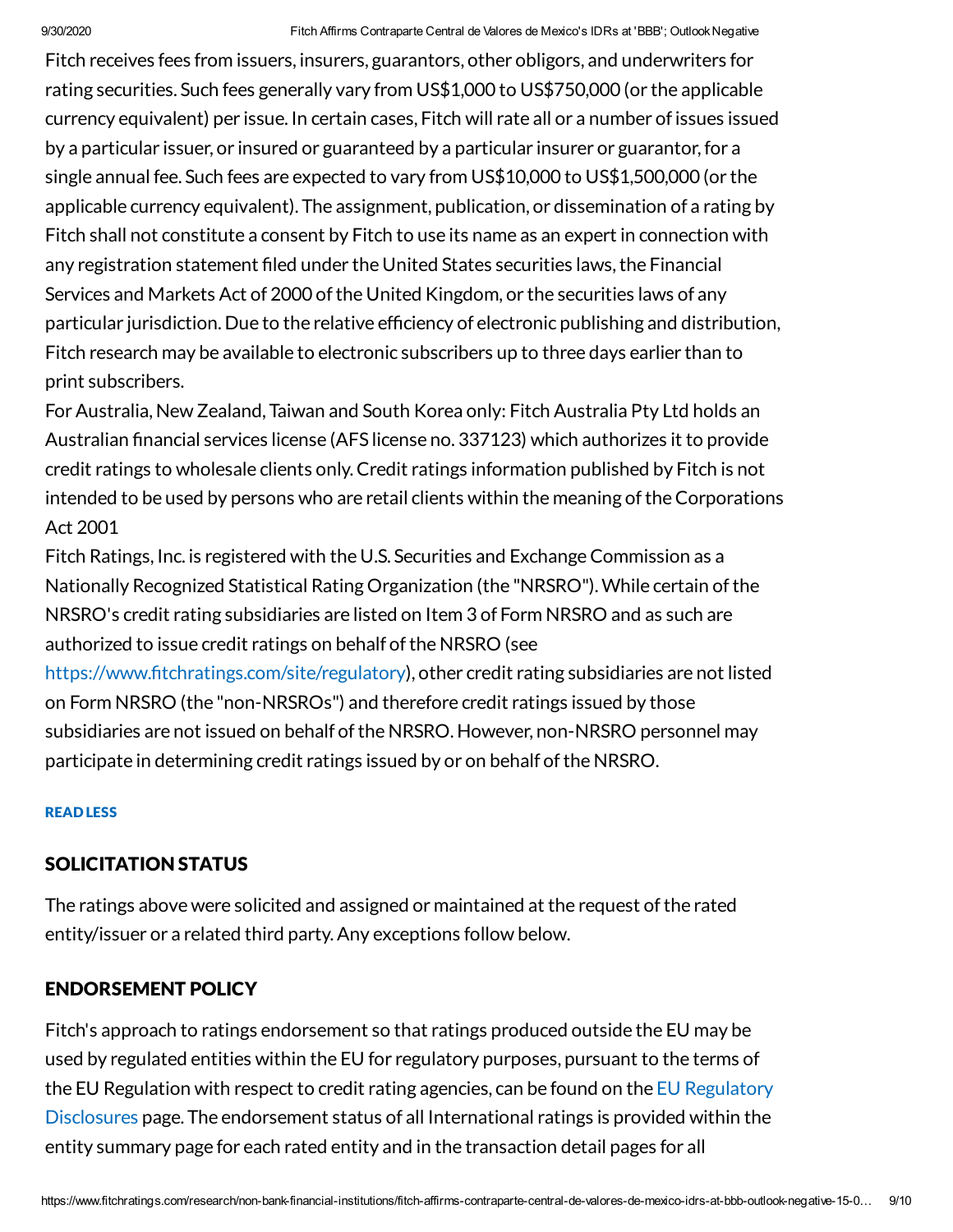Fitch receives fees from issuers, insurers, guarantors, other obligors, and underwriters for rating securities. Such fees generally vary from US$1,000 to US$750,000 (or the applicable currency equivalent) per issue. In certain cases, Fitch will rate all or a number of issues issued by a particular issuer, or insured or guaranteed by a particular insurer or guarantor, for a single annual fee. Such fees are expected to vary from US$10,000 to US$1,500,000 (or the applicable currency equivalent). The assignment, publication, or dissemination of a rating by Fitch shall not constitute a consent by Fitch to use its name as an expert in connection with any registration statement filed under the United States securities laws, the Financial Services and Markets Act of 2000 of the United Kingdom, or the securities laws of any particular jurisdiction. Due to the relative efficiency of electronic publishing and distribution, Fitch research may be available to electronic subscribers up to three days earlier than to print subscribers.

For Australia, New Zealand, Taiwan and South Korea only: Fitch Australia Pty Ltd holds an Australian financial services license (AFS license no. 337123) which authorizes it to provide credit ratings to wholesale clients only. Credit ratings information published by Fitch is not intended to be used by persons who are retail clients within the meaning of the Corporations Act 2001

Fitch Ratings, Inc. is registered with the U.S. Securities and Exchange Commission as a Nationally Recognized Statistical Rating Organization (the "NRSRO"). While certain of the NRSRO's credit rating subsidiaries are listed on Item 3 of Form NRSRO and as such are authorized to issue credit ratings on behalf of the NRSRO (see https://www.fitchratings.com/site/regulatory), other credit rating subsidiaries are not listed on Form NRSRO (the "non-NRSROs") and therefore credit ratings issued by those subsidiaries are not issued on behalf of the NRSRO. However, non-NRSRO personnel may participate in determining credit ratings issued by or on behalf of the NRSRO.

READ LESS

## SOLICITATION STATUS

The ratings above were solicited and assigned or maintained at the request of the rated entity/issuer or a related third party. Any exceptions follow below.

## ENDORSEMENT POLICY

Fitch's approach to ratings endorsement so that ratings produced outside the EU may be used by regulated entities within the EU for regulatory purposes, pursuant to the terms of the EU Regulation with respect to credit rating agencies, can be found on the EU Regulatory Disclosures page. The endorsement status of all International ratings is provided within the entity summary page for each rated entity and in the transaction detail pages for all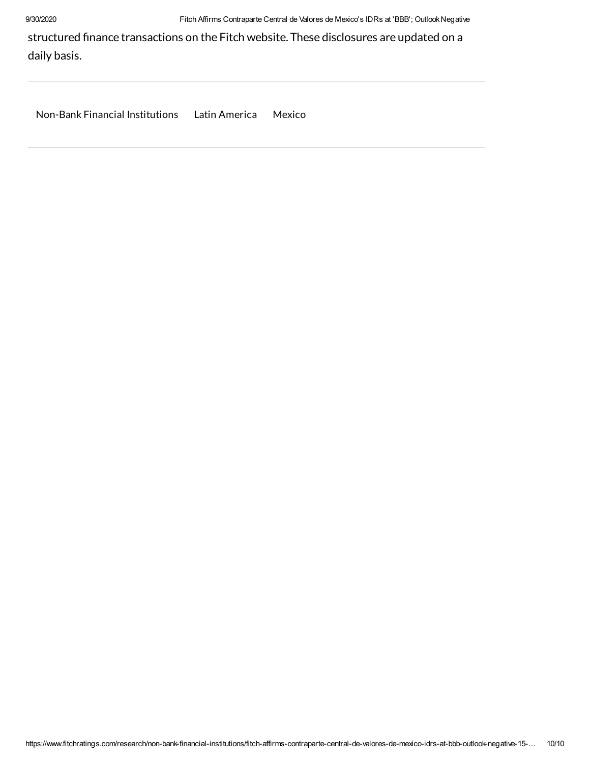structured finance transactions on the Fitch website. These disclosures are updated on a daily basis.

Non-Bank Financial Institutions Latin America Mexico